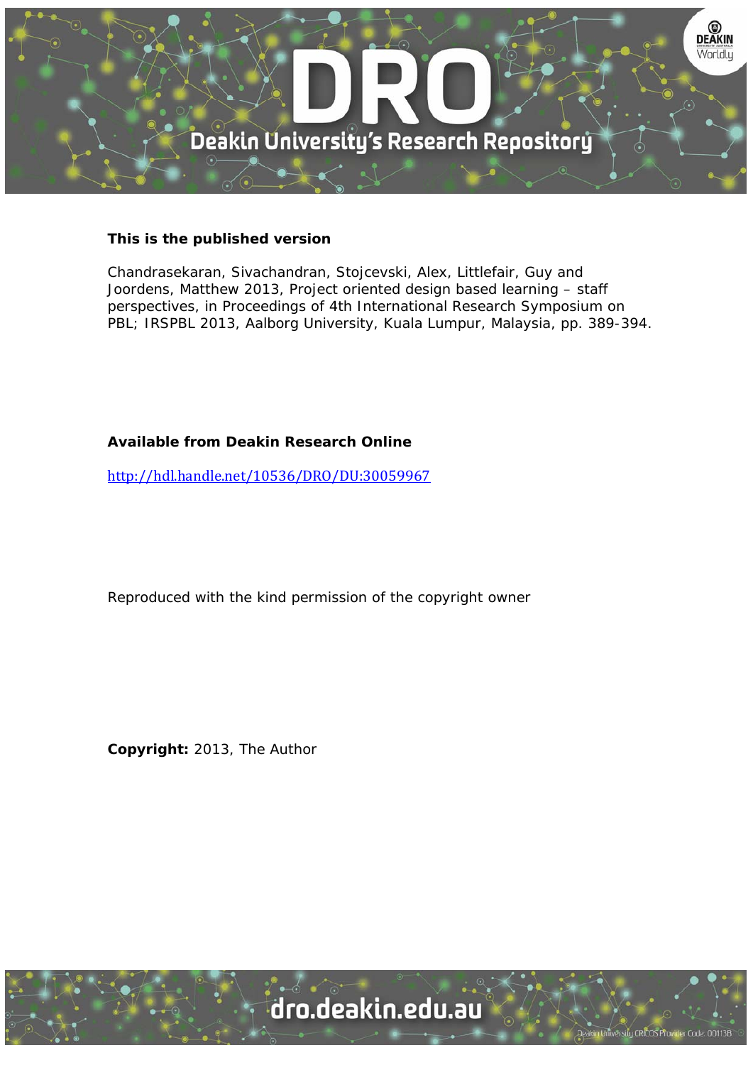**This is the published version**

Chandrasekaran, Sivachandran, Stojcevski, Alex, Littlefair, Guy and Joordens, Matthew 2013, Project oriented design based learning – staff perspectives, in Proceedings of 4th International Research Symposium on PBL; IRSPBL 2013, Aalborg University, Kuala Lumpur, Malaysia, pp. 389-394.

**Available from Deakin Research Online**

http://hdl.handle.net/10536/DRO/DU:30059967

Reproduced with the kind permission of the copyright owner

**Copyright:** 2013, The Author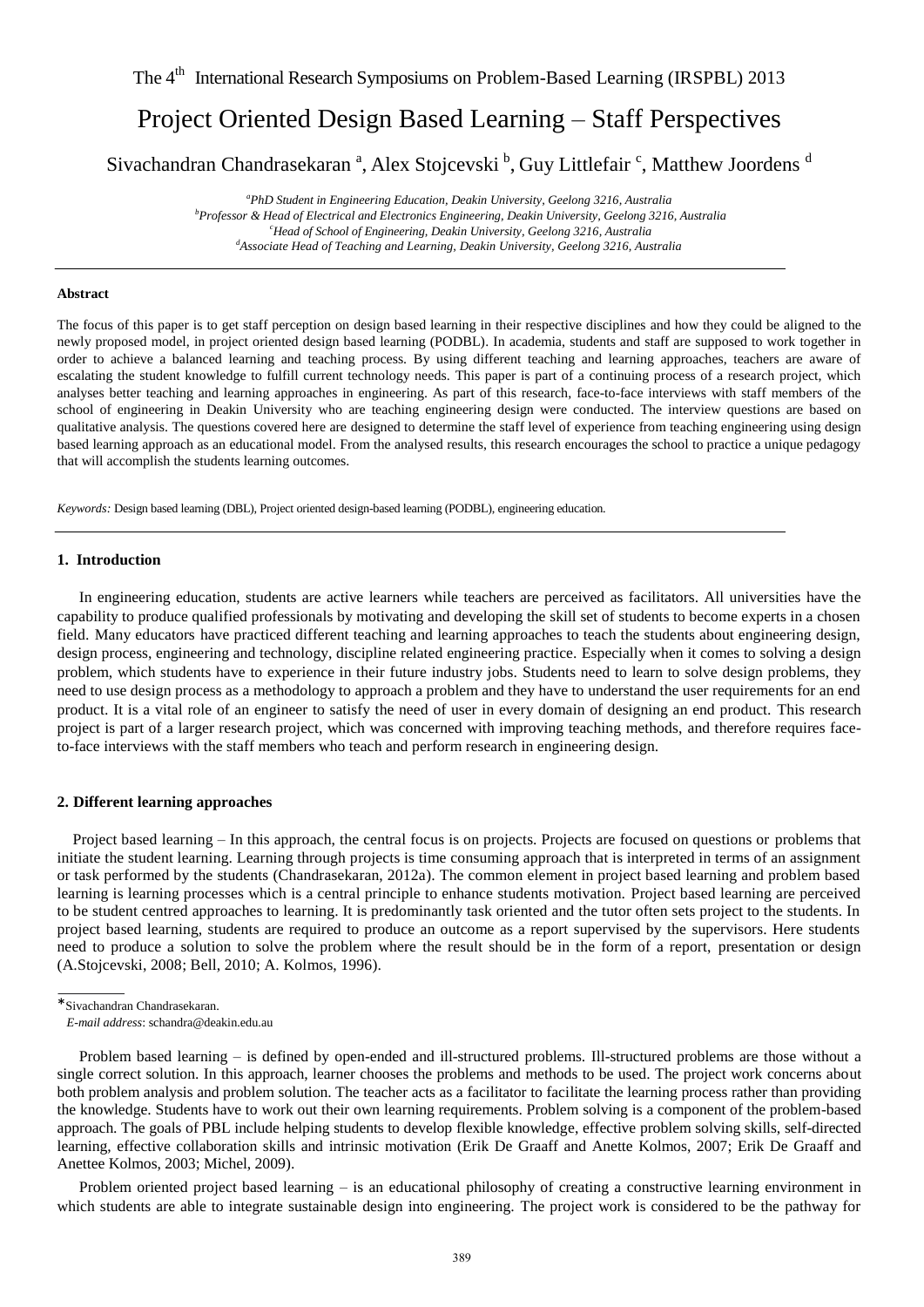The 4[th] International Research Symposiums on Problem-Based Learning (IRSPBL) 2013

# Project Oriented Design Based Learning – Staff Perspectives

Sivachandran Chandrasekaran [a], Alex Stojcevski [b], Guy Littlefair [c], Matthew Joordens [d]

[a] *PhD Student in Engineering Education, Deakin University, Geelong 3216, Australia*
[b] *Professor & Head of Electrical and Electronics Engineering, Deakin University, Geelong 3216, Australia*
[c] *Head of School of Engineering, Deakin University, Geelong 3216, Australia*
[d] *Associate Head of Teaching and Learning, Deakin University, Geelong 3216, Australia*

---

**Abstract**

The focus of this paper is to get staff perception on design based learning in their respective disciplines and how they could be aligned to the newly proposed model, in project oriented design based learning (PODBL). In academia, students and staff are supposed to work together in order to achieve a balanced learning and teaching process. By using different teaching and learning approaches, teachers are aware of escalating the student knowledge to fulfill current technology needs. This paper is part of a continuing process of a research project, which analyses better teaching and learning approaches in engineering. As part of this research, face-to-face interviews with staff members of the school of engineering in Deakin University who are teaching engineering design were conducted. The interview questions are based on qualitative analysis. The questions covered here are designed to determine the staff level of experience from teaching engineering using design based learning approach as an educational model. From the analysed results, this research encourages the school to practice a unique pedagogy that will accomplish the students learning outcomes.

*Keywords:* Design based learning (DBL), Project oriented design-based learning (PODBL), engineering education.

---

## 1. Introduction

In engineering education, students are active learners while teachers are perceived as facilitators. All universities have the capability to produce qualified professionals by motivating and developing the skill set of students to become experts in a chosen field. Many educators have practiced different teaching and learning approaches to teach the students about engineering design, design process, engineering and technology, discipline related engineering practice. Especially when it comes to solving a design problem, which students have to experience in their future industry jobs. Students need to learn to solve design problems, they need to use design process as a methodology to approach a problem and they have to understand the user requirements for an end product. It is a vital role of an engineer to satisfy the need of user in every domain of designing an end product. This research project is part of a larger research project, which was concerned with improving teaching methods, and therefore requires face-to-face interviews with the staff members who teach and perform research in engineering design.

## 2. Different learning approaches

Project based learning – In this approach, the central focus is on projects. Projects are focused on questions or problems that initiate the student learning. Learning through projects is time consuming approach that is interpreted in terms of an assignment or task performed by the students (Chandrasekaran, 2012a). The common element in project based learning and problem based learning is learning processes which is a central principle to enhance students motivation. Project based learning are perceived to be student centred approaches to learning. It is predominantly task oriented and the tutor often sets project to the students. In project based learning, students are required to produce an outcome as a report supervised by the supervisors. Here students need to produce a solution to solve the problem where the result should be in the form of a report, presentation or design (A.Stojcevski, 2008; Bell, 2010; A. Kolmos, 1996).

---

*Sivachandran Chandrasekaran.
*E-mail address*: schandra@deakin.edu.au

Problem based learning – is defined by open-ended and ill-structured problems. Ill-structured problems are those without a single correct solution. In this approach, learner chooses the problems and methods to be used. The project work concerns about both problem analysis and problem solution. The teacher acts as a facilitator to facilitate the learning process rather than providing the knowledge. Students have to work out their own learning requirements. Problem solving is a component of the problem-based approach. The goals of PBL include helping students to develop flexible knowledge, effective problem solving skills, self-directed learning, effective collaboration skills and intrinsic motivation (Erik De Graaff and Anette Kolmos, 2007; Erik De Graaff and Anettee Kolmos, 2003; Michel, 2009).

Problem oriented project based learning – is an educational philosophy of creating a constructive learning environment in which students are able to integrate sustainable design into engineering. The project work is considered to be the pathway for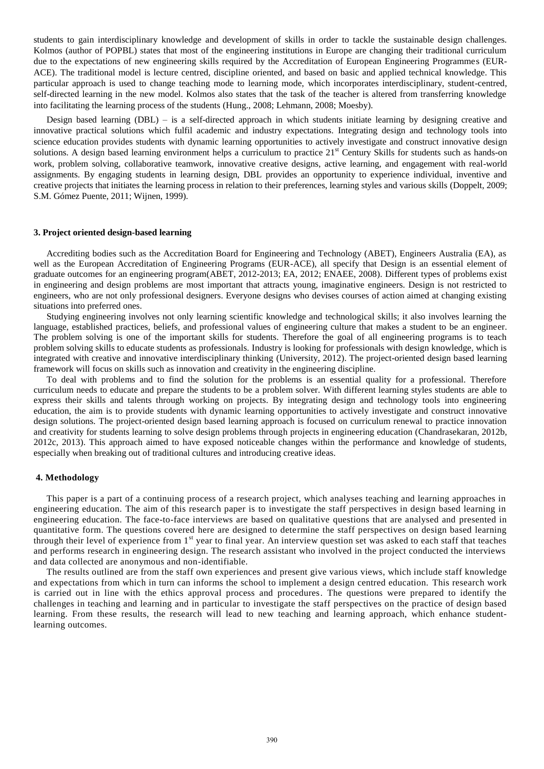students to gain interdisciplinary knowledge and development of skills in order to tackle the sustainable design challenges. Kolmos (author of POPBL) states that most of the engineering institutions in Europe are changing their traditional curriculum due to the expectations of new engineering skills required by the Accreditation of European Engineering Programmes (EUR-ACE). The traditional model is lecture centred, discipline oriented, and based on basic and applied technical knowledge. This particular approach is used to change teaching mode to learning mode, which incorporates interdisciplinary, student-centred, self-directed learning in the new model. Kolmos also states that the task of the teacher is altered from transferring knowledge into facilitating the learning process of the students (Hung., 2008; Lehmann, 2008; Moesby).

Design based learning (DBL) – is a self-directed approach in which students initiate learning by designing creative and innovative practical solutions which fulfil academic and industry expectations. Integrating design and technology tools into science education provides students with dynamic learning opportunities to actively investigate and construct innovative design solutions. A design based learning environment helps a curriculum to practice 21st Century Skills for students such as hands-on work, problem solving, collaborative teamwork, innovative creative designs, active learning, and engagement with real-world assignments. By engaging students in learning design, DBL provides an opportunity to experience individual, inventive and creative projects that initiates the learning process in relation to their preferences, learning styles and various skills (Doppelt, 2009; S.M. Gómez Puente, 2011; Wijnen, 1999).

### 3. Project oriented design-based learning

Accrediting bodies such as the Accreditation Board for Engineering and Technology (ABET), Engineers Australia (EA), as well as the European Accreditation of Engineering Programs (EUR-ACE), all specify that Design is an essential element of graduate outcomes for an engineering program(ABET, 2012-2013; EA, 2012; ENAEE, 2008). Different types of problems exist in engineering and design problems are most important that attracts young, imaginative engineers. Design is not restricted to engineers, who are not only professional designers. Everyone designs who devises courses of action aimed at changing existing situations into preferred ones.

Studying engineering involves not only learning scientific knowledge and technological skills; it also involves learning the language, established practices, beliefs, and professional values of engineering culture that makes a student to be an engineer. The problem solving is one of the important skills for students. Therefore the goal of all engineering programs is to teach problem solving skills to educate students as professionals. Industry is looking for professionals with design knowledge, which is integrated with creative and innovative interdisciplinary thinking (University, 2012). The project-oriented design based learning framework will focus on skills such as innovation and creativity in the engineering discipline.

To deal with problems and to find the solution for the problems is an essential quality for a professional. Therefore curriculum needs to educate and prepare the students to be a problem solver. With different learning styles students are able to express their skills and talents through working on projects. By integrating design and technology tools into engineering education, the aim is to provide students with dynamic learning opportunities to actively investigate and construct innovative design solutions. The project-oriented design based learning approach is focused on curriculum renewal to practice innovation and creativity for students learning to solve design problems through projects in engineering education (Chandrasekaran, 2012b, 2012c, 2013). This approach aimed to have exposed noticeable changes within the performance and knowledge of students, especially when breaking out of traditional cultures and introducing creative ideas.

### 4. Methodology

This paper is a part of a continuing process of a research project, which analyses teaching and learning approaches in engineering education. The aim of this research paper is to investigate the staff perspectives in design based learning in engineering education. The face-to-face interviews are based on qualitative questions that are analysed and presented in quantitative form. The questions covered here are designed to determine the staff perspectives on design based learning through their level of experience from 1st year to final year. An interview question set was asked to each staff that teaches and performs research in engineering design. The research assistant who involved in the project conducted the interviews and data collected are anonymous and non-identifiable.

The results outlined are from the staff own experiences and present give various views, which include staff knowledge and expectations from which in turn can informs the school to implement a design centred education. This research work is carried out in line with the ethics approval process and procedures. The questions were prepared to identify the challenges in teaching and learning and in particular to investigate the staff perspectives on the practice of design based learning. From these results, the research will lead to new teaching and learning approach, which enhance student-learning outcomes.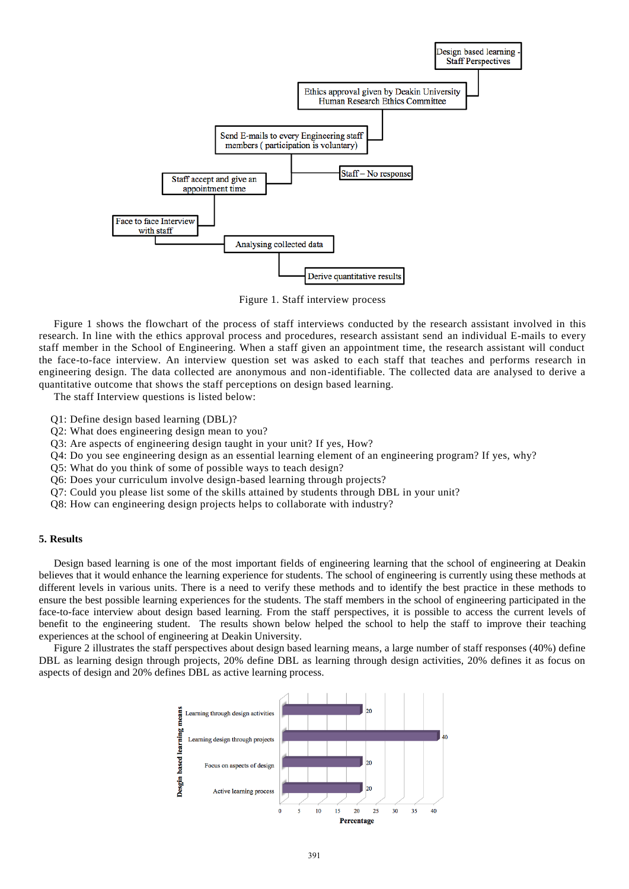Figure 1. Staff interview process

Figure 1 shows the flowchart of the process of staff interviews conducted by the research assistant involved in this research. In line with the ethics approval process and procedures, research assistant send an individual E-mails to every staff member in the School of Engineering. When a staff given an appointment time, the research assistant will conduct the face-to-face interview. An interview question set was asked to each staff that teaches and performs research in engineering design. The data collected are anonymous and non-identifiable. The collected data are analysed to derive a quantitative outcome that shows the staff perceptions on design based learning.

The staff Interview questions is listed below:

Q1: Define design based learning (DBL)?
Q2: What does engineering design mean to you?
Q3: Are aspects of engineering design taught in your unit? If yes, How?
Q4: Do you see engineering design as an essential learning element of an engineering program? If yes, why?
Q5: What do you think of some of possible ways to teach design?
Q6: Does your curriculum involve design-based learning through projects?
Q7: Could you please list some of the skills attained by students through DBL in your unit?
Q8: How can engineering design projects helps to collaborate with industry?

## 5. Results

Design based learning is one of the most important fields of engineering learning that the school of engineering at Deakin believes that it would enhance the learning experience for students. The school of engineering is currently using these methods at different levels in various units. There is a need to verify these methods and to identify the best practice in these methods to ensure the best possible learning experiences for the students. The staff members in the school of engineering participated in the face-to-face interview about design based learning. From the staff perspectives, it is possible to access the current levels of benefit to the engineering student. The results shown below helped the school to help the staff to improve their teaching experiences at the school of engineering at Deakin University.

Figure 2 illustrates the staff perspectives about design based learning means, a large number of staff responses (40%) define DBL as learning design through projects, 20% define DBL as learning through design activities, 20% defines it as focus on aspects of design and 20% defines DBL as active learning process.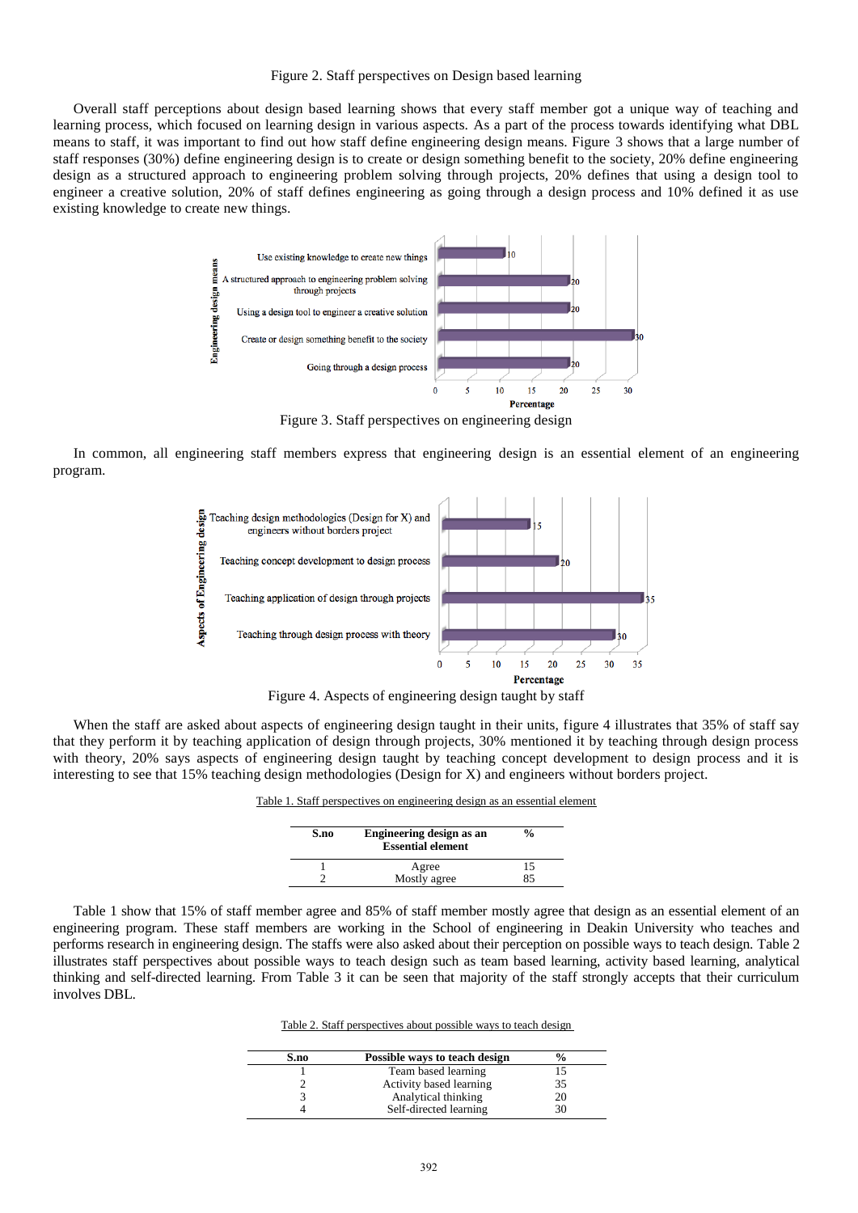Figure 2. Staff perspectives on Design based learning

Overall staff perceptions about design based learning shows that every staff member got a unique way of teaching and learning process, which focused on learning design in various aspects. As a part of the process towards identifying what DBL means to staff, it was important to find out how staff define engineering design means. Figure 3 shows that a large number of staff responses (30%) define engineering design is to create or design something benefit to the society, 20% define engineering design as a structured approach to engineering problem solving through projects, 20% defines that using a design tool to engineer a creative solution, 20% of staff defines engineering as going through a design process and 10% defined it as use existing knowledge to create new things.

Figure 3. Staff perspectives on engineering design

In common, all engineering staff members express that engineering design is an essential element of an engineering program.

Figure 4. Aspects of engineering design taught by staff

When the staff are asked about aspects of engineering design taught in their units, figure 4 illustrates that 35% of staff say that they perform it by teaching application of design through projects, 30% mentioned it by teaching through design process with theory, 20% says aspects of engineering design taught by teaching concept development to design process and it is interesting to see that 15% teaching design methodologies (Design for X) and engineers without borders project.

Table 1. Staff perspectives on engineering design as an essential element

| S.no | Engineering design as an Essential element | % |
|---|---|---|
| 1 | Agree | 15 |
| 2 | Mostly agree | 85 |

Table 1 show that 15% of staff member agree and 85% of staff member mostly agree that design as an essential element of an engineering program. These staff members are working in the School of engineering in Deakin University who teaches and performs research in engineering design. The staffs were also asked about their perception on possible ways to teach design. Table 2 illustrates staff perspectives about possible ways to teach design such as team based learning, activity based learning, analytical thinking and self-directed learning. From Table 3 it can be seen that majority of the staff strongly accepts that their curriculum involves DBL.

Table 2. Staff perspectives about possible ways to teach design

| S.no | Possible ways to teach design | % |
|---|---|---|
| 1 | Team based learning | 15 |
| 2 | Activity based learning | 35 |
| 3 | Analytical thinking | 20 |
| 4 | Self-directed learning | 30 |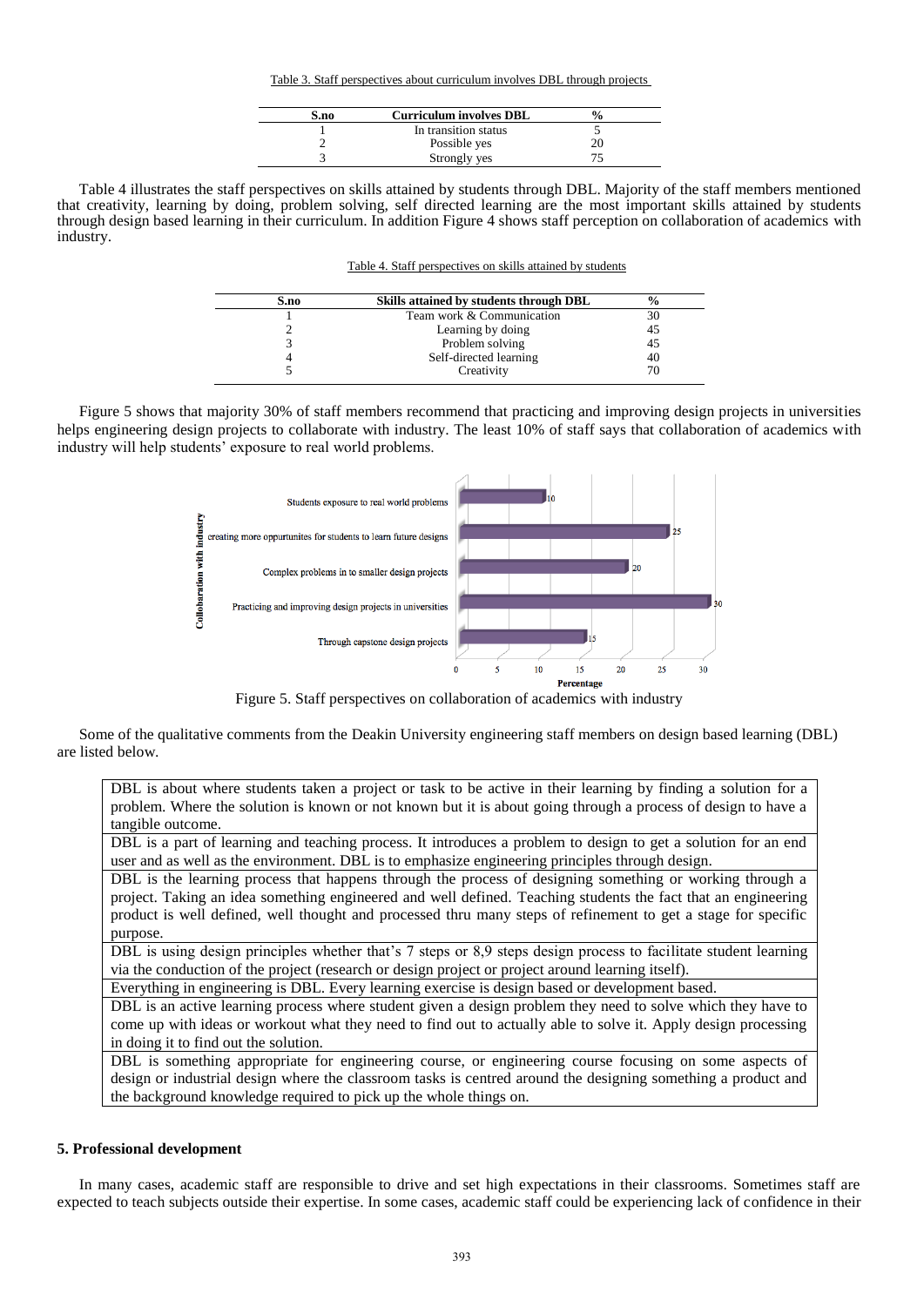Table 3. Staff perspectives about curriculum involves DBL through projects

| S.no | Curriculum involves DBL | % |
|---|---|---|
| 1 | In transition status | 5 |
| 2 | Possible yes | 20 |
| 3 | Strongly yes | 75 |

Table 4 illustrates the staff perspectives on skills attained by students through DBL. Majority of the staff members mentioned that creativity, learning by doing, problem solving, self directed learning are the most important skills attained by students through design based learning in their curriculum. In addition Figure 4 shows staff perception on collaboration of academics with industry.

Table 4. Staff perspectives on skills attained by students

| S.no | Skills attained by students through DBL | % |
|---|---|---|
| 1 | Team work & Communication | 30 |
| 2 | Learning by doing | 45 |
| 3 | Problem solving | 45 |
| 4 | Self-directed learning | 40 |
| 5 | Creativity | 70 |

Figure 5 shows that majority 30% of staff members recommend that practicing and improving design projects in universities helps engineering design projects to collaborate with industry. The least 10% of staff says that collaboration of academics with industry will help students' exposure to real world problems.

| Collaboration with industry | Percentage |
|---|---|
| Students exposure to real world problems | 10 |
| creating more oppurtunites for students to learn future designs | 25 |
| Complex problems in to smaller design projects | 20 |
| Practicing and improving design projects in universities | 30 |
| Through capstone design projects | 15 |

Figure 5. Staff perspectives on collaboration of academics with industry

Some of the qualitative comments from the Deakin University engineering staff members on design based learning (DBL) are listed below.

| |
|---|
| DBL is about where students taken a project or task to be active in their learning by finding a solution for a problem. Where the solution is known or not known but it is about going through a process of design to have a tangible outcome. |
| DBL is a part of learning and teaching process. It introduces a problem to design to get a solution for an end user and as well as the environment. DBL is to emphasize engineering principles through design. |
| DBL is the learning process that happens through the process of designing something or working through a project. Taking an idea something engineered and well defined. Teaching students the fact that an engineering product is well defined, well thought and processed thru many steps of refinement to get a stage for specific purpose. |
| DBL is using design principles whether that's 7 steps or 8,9 steps design process to facilitate student learning via the conduction of the project (research or design project or project around learning itself). |
| Everything in engineering is DBL. Every learning exercise is design based or development based. |
| DBL is an active learning process where student given a design problem they need to solve which they have to come up with ideas or workout what they need to find out to actually able to solve it. Apply design processing in doing it to find out the solution. |
| DBL is something appropriate for engineering course, or engineering course focusing on some aspects of design or industrial design where the classroom tasks is centred around the designing something a product and the background knowledge required to pick up the whole things on. |

## 5. Professional development

In many cases, academic staff are responsible to drive and set high expectations in their classrooms. Sometimes staff are expected to teach subjects outside their expertise. In some cases, academic staff could be experiencing lack of confidence in their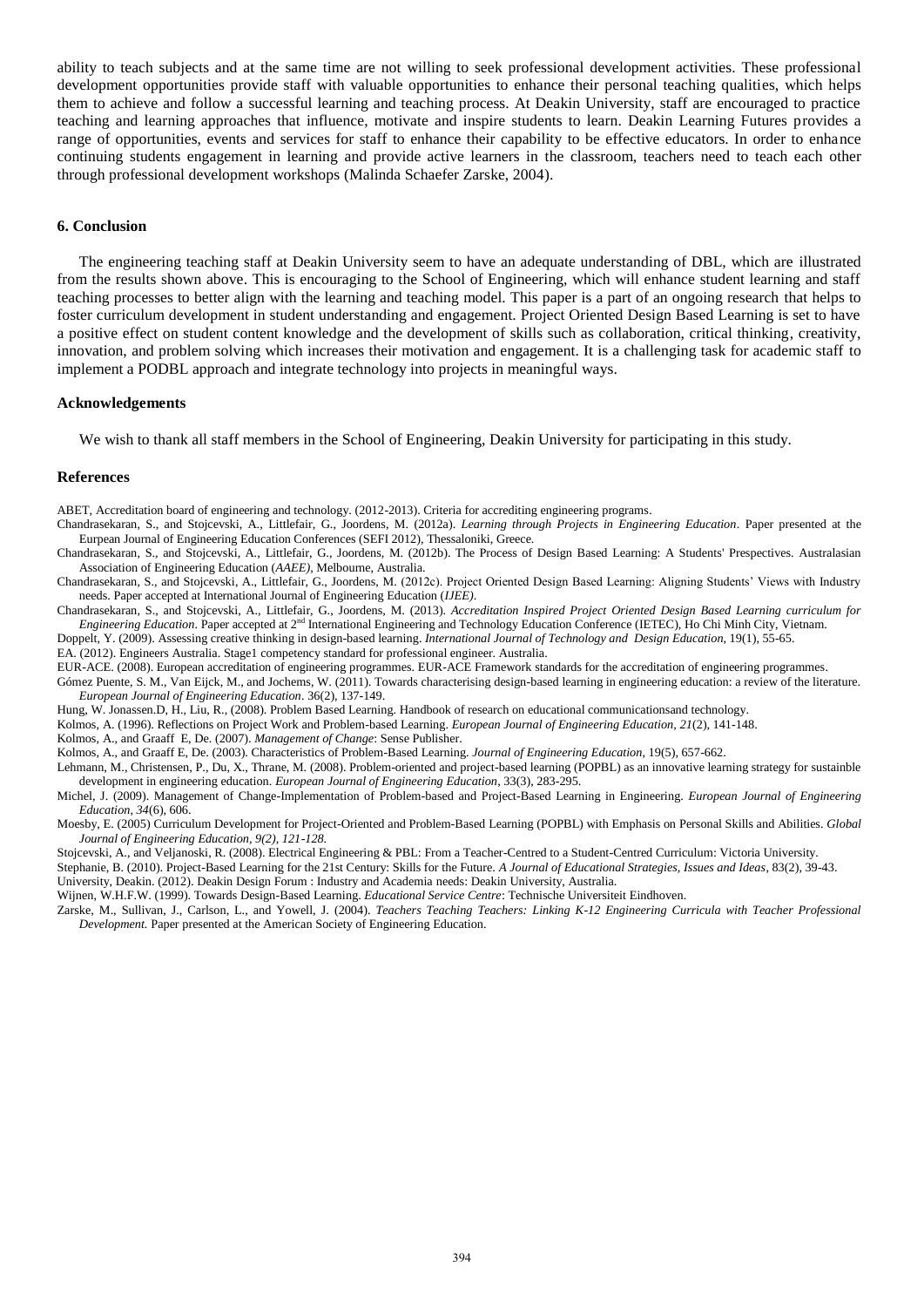ability to teach subjects and at the same time are not willing to seek professional development activities. These professional development opportunities provide staff with valuable opportunities to enhance their personal teaching qualities, which helps them to achieve and follow a successful learning and teaching process. At Deakin University, staff are encouraged to practice teaching and learning approaches that influence, motivate and inspire students to learn. Deakin Learning Futures provides a range of opportunities, events and services for staff to enhance their capability to be effective educators. In order to enhance continuing students engagement in learning and provide active learners in the classroom, teachers need to teach each other through professional development workshops (Malinda Schaefer Zarske, 2004).

## 6. Conclusion

The engineering teaching staff at Deakin University seem to have an adequate understanding of DBL, which are illustrated from the results shown above. This is encouraging to the School of Engineering, which will enhance student learning and staff teaching processes to better align with the learning and teaching model. This paper is a part of an ongoing research that helps to foster curriculum development in student understanding and engagement. Project Oriented Design Based Learning is set to have a positive effect on student content knowledge and the development of skills such as collaboration, critical thinking, creativity, innovation, and problem solving which increases their motivation and engagement. It is a challenging task for academic staff to implement a PODBL approach and integrate technology into projects in meaningful ways.

## Acknowledgements

We wish to thank all staff members in the School of Engineering, Deakin University for participating in this study.

## References

ABET, Accreditation board of engineering and technology. (2012-2013). Criteria for accrediting engineering programs.

Chandrasekaran, S., and Stojcevski, A., Littlefair, G., Joordens, M. (2012a). *Learning through Projects in Engineering Education*. Paper presented at the Eurpean Journal of Engineering Education Conferences (SEFI 2012), Thessaloniki, Greece.

Chandrasekaran, S., and Stojcevski, A., Littlefair, G., Joordens, M. (2012b). The Process of Design Based Learning: A Students' Prespectives. Australasian Association of Engineering Education (*AAEE)*, Melbourne, Australia.

Chandrasekaran, S., and Stojcevski, A., Littlefair, G., Joordens, M. (2012c). Project Oriented Design Based Learning: Aligning Students' Views with Industry needs. Paper accepted at International Journal of Engineering Education (*IJEE)*.

Chandrasekaran, S., and Stojcevski, A., Littlefair, G., Joordens, M. (2013). *Accreditation Inspired Project Oriented Design Based Learning curriculum for Engineering Education*. Paper accepted at 2nd International Engineering and Technology Education Conference (IETEC), Ho Chi Minh City, Vietnam.

Doppelt, Y. (2009). Assessing creative thinking in design-based learning. *International Journal of Technology and Design Education*, 19(1), 55-65.

EA. (2012). Engineers Australia. Stage1 competency standard for professional engineer. Australia.

EUR-ACE. (2008). European accreditation of engineering programmes. EUR-ACE Framework standards for the accreditation of engineering programmes.

Gómez Puente, S. M., Van Eijck, M., and Jochems, W. (2011). Towards characterising design-based learning in engineering education: a review of the literature. *European Journal of Engineering Education*. 36(2), 137-149.

Hung, W. Jonassen.D, H., Liu, R., (2008). Problem Based Learning. Handbook of research on educational communicationsand technology.

Kolmos, A. (1996). Reflections on Project Work and Problem-based Learning. *European Journal of Engineering Education, 21*(2), 141-148.

Kolmos, A., and Graaff E, De. (2007). *Management of Change*: Sense Publisher.

Kolmos, A., and Graaff E, De. (2003). Characteristics of Problem-Based Learning. *Journal of Engineering Education*, 19(5), 657-662.

Lehmann, M., Christensen, P., Du, X., Thrane, M. (2008). Problem-oriented and project-based learning (POPBL) as an innovative learning strategy for sustainble development in engineering education. *European Journal of Engineering Education*, 33(3), 283-295.

Michel, J. (2009). Management of Change-Implementation of Problem-based and Project-Based Learning in Engineering. *European Journal of Engineering Education, 34*(6), 606.

Moesby, E. (2005) Curriculum Development for Project-Oriented and Problem-Based Learning (POPBL) with Emphasis on Personal Skills and Abilities. *Global Journal of Engineering Education, 9(2), 121-128.*

Stojcevski, A., and Veljanoski, R. (2008). Electrical Engineering & PBL: From a Teacher-Centred to a Student-Centred Curriculum: Victoria University.

Stephanie, B. (2010). Project-Based Learning for the 21st Century: Skills for the Future. *A Journal of Educational Strategies, Issues and Ideas*, 83(2), 39-43.

University, Deakin. (2012). Deakin Design Forum : Industry and Academia needs: Deakin University, Australia.

Wijnen, W.H.F.W. (1999). Towards Design-Based Learning. *Educational Service Centre*: Technische Universiteit Eindhoven.

Zarske, M., Sullivan, J., Carlson, L., and Yowell, J. (2004). *Teachers Teaching Teachers: Linking K-12 Engineering Curricula with Teacher Professional Development.* Paper presented at the American Society of Engineering Education.